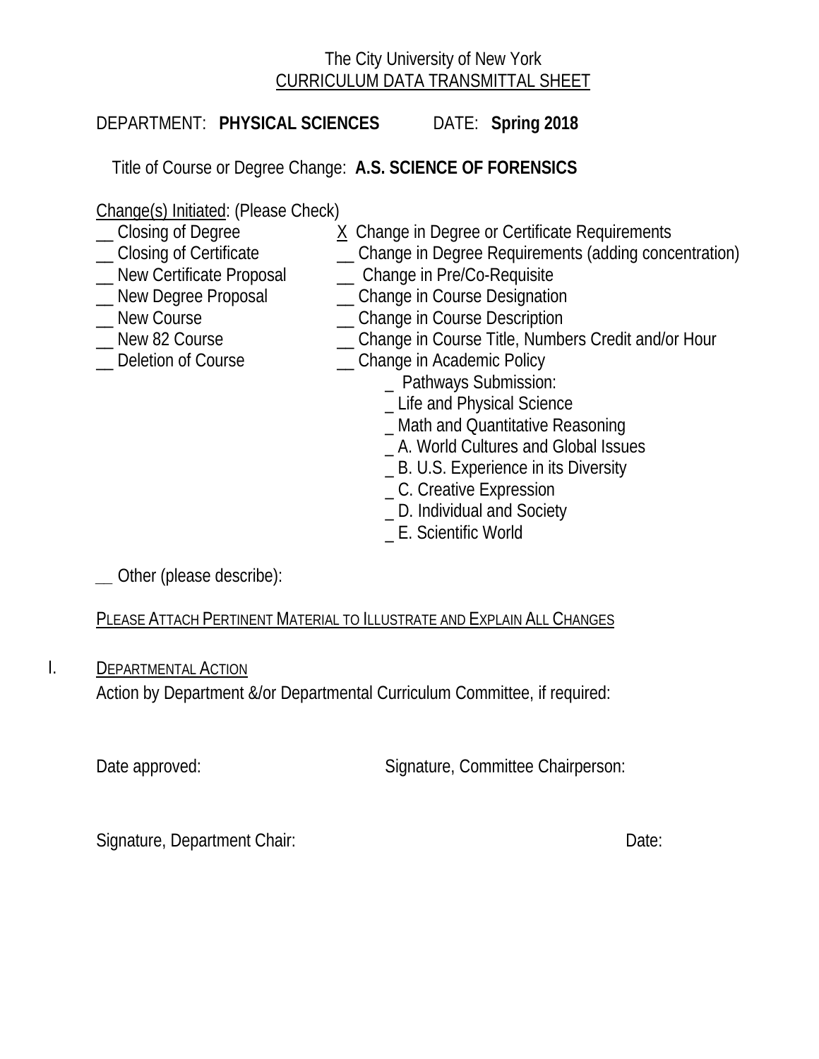The City University of New York

CURRICULUM DATA TRANSMITTAL SHEET

DEPARTMENT: **PHYSICAL SCIENCES** DATE: **Spring 2018**

Title of Course or Degree Change: **A.S. SCIENCE OF FORENSICS**

Change(s) Initiated: (Please Check)

__ Closing of Degree
__ Closing of Certificate
__ New Certificate Proposal
__ New Degree Proposal
__ New Course
__ New 82 Course
__ Deletion of Course

X Change in Degree or Certificate Requirements
__ Change in Degree Requirements (adding concentration)
__ Change in Pre/Co-Requisite
__ Change in Course Designation
__ Change in Course Description
__ Change in Course Title, Numbers Credit and/or Hour
__ Change in Academic Policy

_ Pathways Submission:
_ Life and Physical Science
_ Math and Quantitative Reasoning
_ A. World Cultures and Global Issues
_ B. U.S. Experience in its Diversity
_ C. Creative Expression
_ D. Individual and Society
_ E. Scientific World

__ Other (please describe):

PLEASE ATTACH PERTINENT MATERIAL TO ILLUSTRATE AND EXPLAIN ALL CHANGES

I. DEPARTMENTAL ACTION

Action by Department &/or Departmental Curriculum Committee, if required:

Date approved: Signature, Committee Chairperson:

Signature, Department Chair: Date: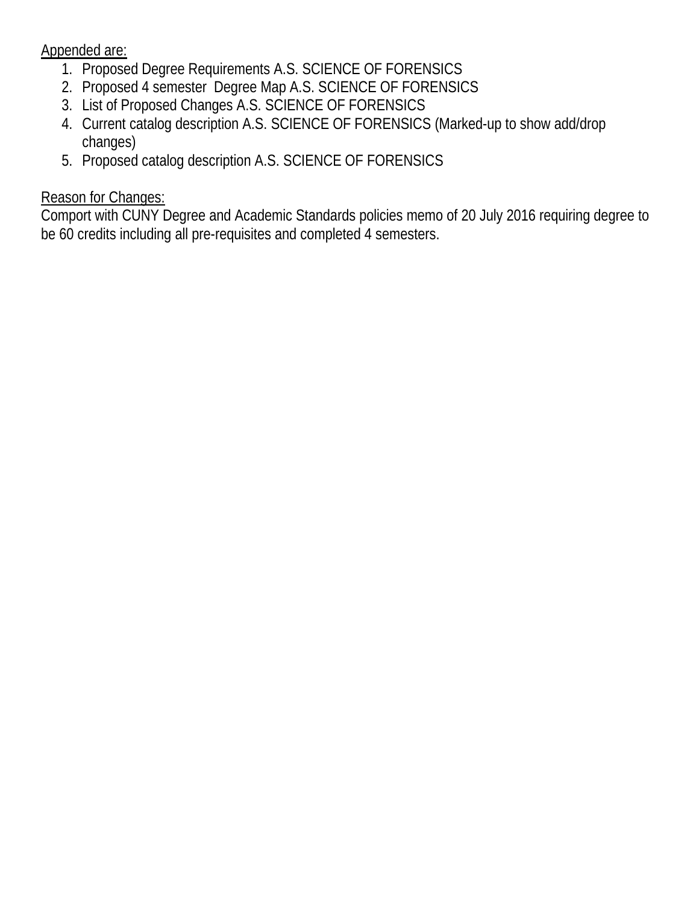Appended are:

1. Proposed Degree Requirements A.S. SCIENCE OF FORENSICS
2. Proposed 4 semester Degree Map A.S. SCIENCE OF FORENSICS
3. List of Proposed Changes A.S. SCIENCE OF FORENSICS
4. Current catalog description A.S. SCIENCE OF FORENSICS (Marked-up to show add/drop changes)
5. Proposed catalog description A.S. SCIENCE OF FORENSICS

Reason for Changes:

Comport with CUNY Degree and Academic Standards policies memo of 20 July 2016 requiring degree to be 60 credits including all pre-requisites and completed 4 semesters.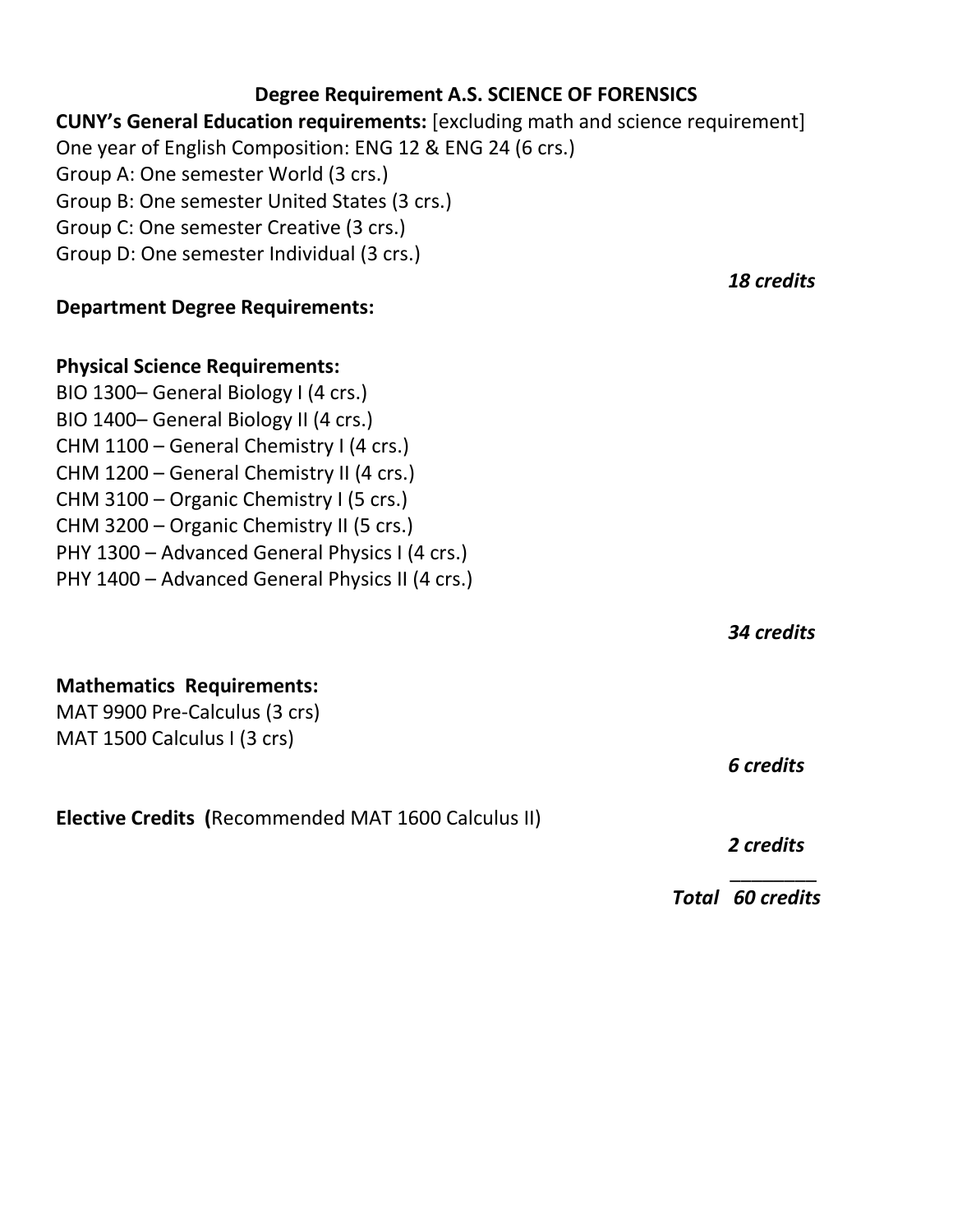## Degree Requirement A.S. SCIENCE OF FORENSICS

**CUNY's General Education requirements:** [excluding math and science requirement]

One year of English Composition: ENG 12 & ENG 24 (6 crs.)
Group A: One semester World (3 crs.)
Group B: One semester United States (3 crs.)
Group C: One semester Creative (3 crs.)
Group D: One semester Individual (3 crs.)

***18 credits***

**Department Degree Requirements:**

**Physical Science Requirements:**

BIO 1300– General Biology I (4 crs.)
BIO 1400– General Biology II (4 crs.)
CHM 1100 – General Chemistry I (4 crs.)
CHM 1200 – General Chemistry II (4 crs.)
CHM 3100 – Organic Chemistry I (5 crs.)
CHM 3200 – Organic Chemistry II (5 crs.)
PHY 1300 – Advanced General Physics I (4 crs.)
PHY 1400 – Advanced General Physics II (4 crs.)

***34 credits***

**Mathematics Requirements:**

MAT 9900 Pre-Calculus (3 crs)
MAT 1500 Calculus I (3 crs)

***6 credits***

**Elective Credits (**Recommended MAT 1600 Calculus II)

***2 credits***

***Total 60 credits***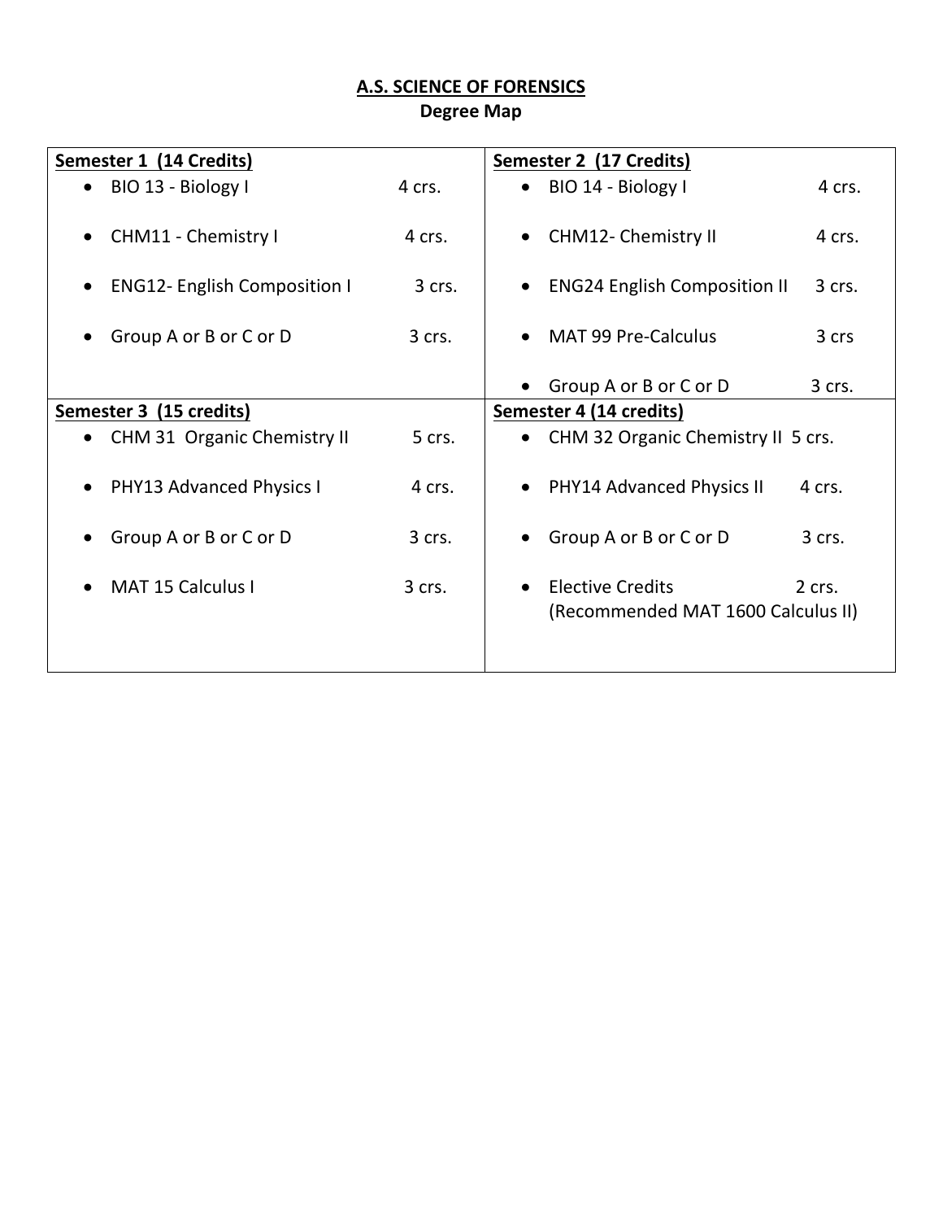# A.S. SCIENCE OF FORENSICS

## Degree Map

| Semester 1 (14 Credits) | Semester 2 (17 Credits) |
|---|---|
| • BIO 13 - Biology I 4 crs.<br>• CHM11 - Chemistry I 4 crs.<br>• ENG12- English Composition I 3 crs.<br>• Group A or B or C or D 3 crs. | • BIO 14 - Biology I 4 crs.<br>• CHM12- Chemistry II 4 crs.<br>• ENG24 English Composition II 3 crs.<br>• MAT 99 Pre-Calculus 3 crs<br>• Group A or B or C or D 3 crs. |
| **Semester 3 (15 credits)** | **Semester 4 (14 credits)** |
| • CHM 31 Organic Chemistry II 5 crs.<br>• PHY13 Advanced Physics I 4 crs.<br>• Group A or B or C or D 3 crs.<br>• MAT 15 Calculus I 3 crs. | • CHM 32 Organic Chemistry II 5 crs.<br>• PHY14 Advanced Physics II 4 crs.<br>• Group A or B or C or D 3 crs.<br>• Elective Credits 2 crs. (Recommended MAT 1600 Calculus II) |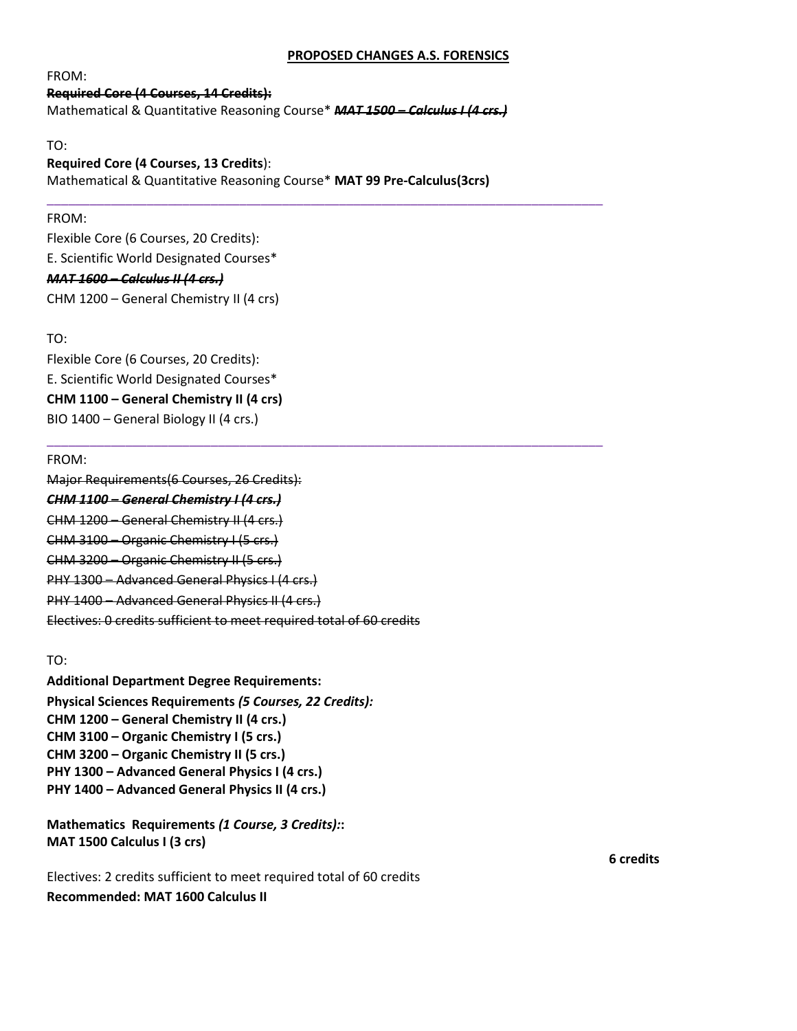**PROPOSED CHANGES A.S. FORENSICS**

FROM:

~~**Required Core (4 Courses, 14 Credits):**~~

Mathematical & Quantitative Reasoning Course* ~~***MAT 1500 – Calculus I (4 crs.)***~~

TO:

**Required Core (4 Courses, 13 Credits**):

Mathematical & Quantitative Reasoning Course* **MAT 99 Pre-Calculus(3crs)**

---

FROM:

Flexible Core (6 Courses, 20 Credits):

E. Scientific World Designated Courses*

~~***MAT 1600 – Calculus II (4 crs.)***~~

CHM 1200 – General Chemistry II (4 crs)

TO:

Flexible Core (6 Courses, 20 Credits):

E. Scientific World Designated Courses*

**CHM 1100 – General Chemistry II (4 crs)**

BIO 1400 – General Biology II (4 crs.)

---

FROM:

~~Major Requirements(6 Courses, 26 Credits):~~

~~***CHM 1100 – General Chemistry I (4 crs.)***~~

~~CHM 1200 – General Chemistry II (4 crs.)~~

~~CHM 3100 – Organic Chemistry I (5 crs.)~~

~~CHM 3200 – Organic Chemistry II (5 crs.)~~

~~PHY 1300 – Advanced General Physics I (4 crs.)~~

~~PHY 1400 – Advanced General Physics II (4 crs.)~~

~~Electives: 0 credits sufficient to meet required total of 60 credits~~

TO:

**Additional Department Degree Requirements:**

**Physical Sciences Requirements *(5 Courses, 22 Credits):***

**CHM 1200 – General Chemistry II (4 crs.)**

**CHM 3100 – Organic Chemistry I (5 crs.)**

**CHM 3200 – Organic Chemistry II (5 crs.)**

**PHY 1300 – Advanced General Physics I (4 crs.)**

**PHY 1400 – Advanced General Physics II (4 crs.)**

**Mathematics Requirements *(1 Course, 3 Credits):*:**

**MAT 1500 Calculus I (3 crs)**

**6 credits**

Electives: 2 credits sufficient to meet required total of 60 credits

**Recommended: MAT 1600 Calculus II**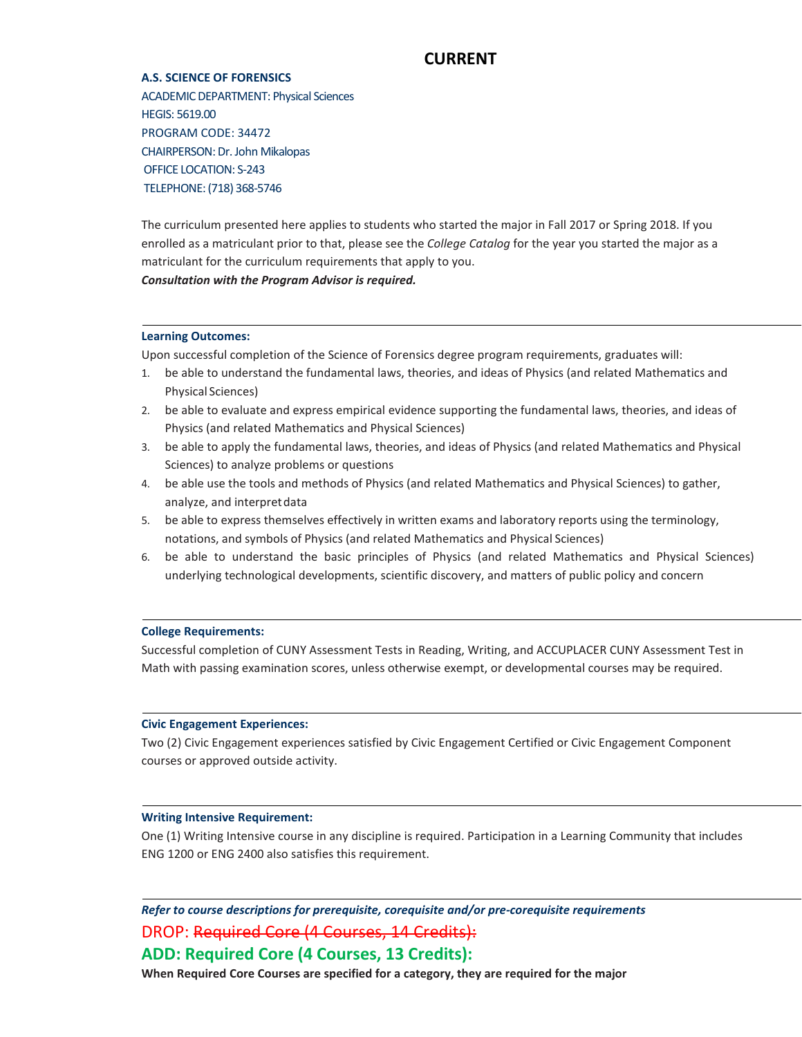# CURRENT

**A.S. SCIENCE OF FORENSICS**

ACADEMIC DEPARTMENT: Physical Sciences
HEGIS: 5619.00
PROGRAM CODE: 34472
CHAIRPERSON: Dr. John Mikalopas
OFFICE LOCATION: S-243
TELEPHONE: (718) 368-5746

The curriculum presented here applies to students who started the major in Fall 2017 or Spring 2018. If you enrolled as a matriculant prior to that, please see the *College Catalog* for the year you started the major as a matriculant for the curriculum requirements that apply to you.
***Consultation with the Program Advisor is required.***

---

**Learning Outcomes:**

Upon successful completion of the Science of Forensics degree program requirements, graduates will:

1. be able to understand the fundamental laws, theories, and ideas of Physics (and related Mathematics and Physical Sciences)
2. be able to evaluate and express empirical evidence supporting the fundamental laws, theories, and ideas of Physics (and related Mathematics and Physical Sciences)
3. be able to apply the fundamental laws, theories, and ideas of Physics (and related Mathematics and Physical Sciences) to analyze problems or questions
4. be able use the tools and methods of Physics (and related Mathematics and Physical Sciences) to gather, analyze, and interpret data
5. be able to express themselves effectively in written exams and laboratory reports using the terminology, notations, and symbols of Physics (and related Mathematics and Physical Sciences)
6. be able to understand the basic principles of Physics (and related Mathematics and Physical Sciences) underlying technological developments, scientific discovery, and matters of public policy and concern

---

**College Requirements:**

Successful completion of CUNY Assessment Tests in Reading, Writing, and ACCUPLACER CUNY Assessment Test in Math with passing examination scores, unless otherwise exempt, or developmental courses may be required.

---

**Civic Engagement Experiences:**

Two (2) Civic Engagement experiences satisfied by Civic Engagement Certified or Civic Engagement Component courses or approved outside activity.

---

**Writing Intensive Requirement:**

One (1) Writing Intensive course in any discipline is required. Participation in a Learning Community that includes ENG 1200 or ENG 2400 also satisfies this requirement.

---

***Refer to course descriptions for prerequisite, corequisite and/or pre-corequisite requirements***

DROP: ~~Required Core (4 Courses, 14 Credits):~~

**ADD: Required Core (4 Courses, 13 Credits):**

**When Required Core Courses are specified for a category, they are required for the major**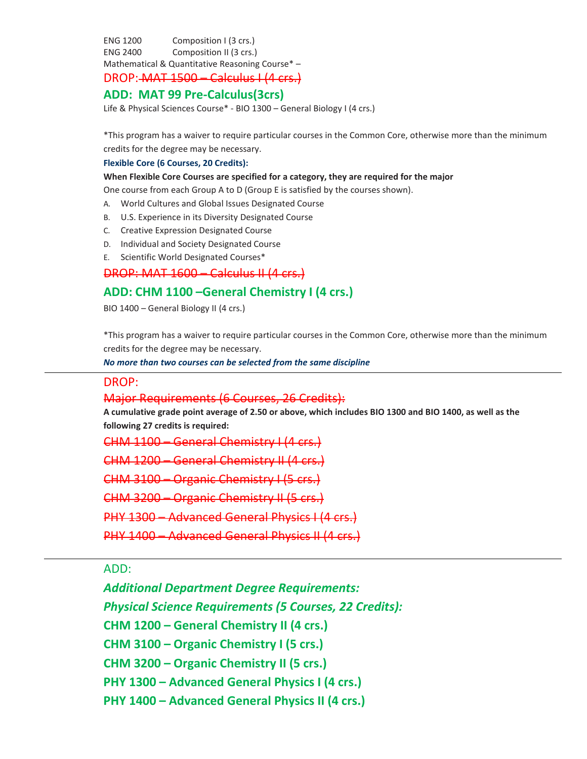ENG 1200 Composition I (3 crs.)
ENG 2400 Composition II (3 crs.)
Mathematical & Quantitative Reasoning Course* –

DROP: ~~MAT 1500 – Calculus I (4 crs.)~~

**ADD: MAT 99 Pre-Calculus(3crs)**

Life & Physical Sciences Course* - BIO 1300 – General Biology I (4 crs.)

*This program has a waiver to require particular courses in the Common Core, otherwise more than the minimum credits for the degree may be necessary.

**Flexible Core (6 Courses, 20 Credits):**

**When Flexible Core Courses are specified for a category, they are required for the major**

One course from each Group A to D (Group E is satisfied by the courses shown).

A. World Cultures and Global Issues Designated Course
B. U.S. Experience in its Diversity Designated Course
C. Creative Expression Designated Course
D. Individual and Society Designated Course
E. Scientific World Designated Courses*

~~DROP: MAT 1600 – Calculus II (4 crs.)~~

**ADD: CHM 1100 –General Chemistry I (4 crs.)**

BIO 1400 – General Biology II (4 crs.)

*This program has a waiver to require particular courses in the Common Core, otherwise more than the minimum credits for the degree may be necessary.

***No more than two courses can be selected from the same discipline***

---

DROP:

~~Major Requirements (6 Courses, 26 Credits):~~

**A cumulative grade point average of 2.50 or above, which includes BIO 1300 and BIO 1400, as well as the following 27 credits is required:**

~~CHM 1100 – General Chemistry I (4 crs.)~~

~~CHM 1200 – General Chemistry II (4 crs.)~~

~~CHM 3100 – Organic Chemistry I (5 crs.)~~

~~CHM 3200 – Organic Chemistry II (5 crs.)~~

~~PHY 1300 – Advanced General Physics I (4 crs.)~~

~~PHY 1400 – Advanced General Physics II (4 crs.)~~

---

ADD:

***Additional Department Degree Requirements:***

***Physical Science Requirements (5 Courses, 22 Credits):***

**CHM 1200 – General Chemistry II (4 crs.)**

**CHM 3100 – Organic Chemistry I (5 crs.)**

**CHM 3200 – Organic Chemistry II (5 crs.)**

**PHY 1300 – Advanced General Physics I (4 crs.)**

**PHY 1400 – Advanced General Physics II (4 crs.)**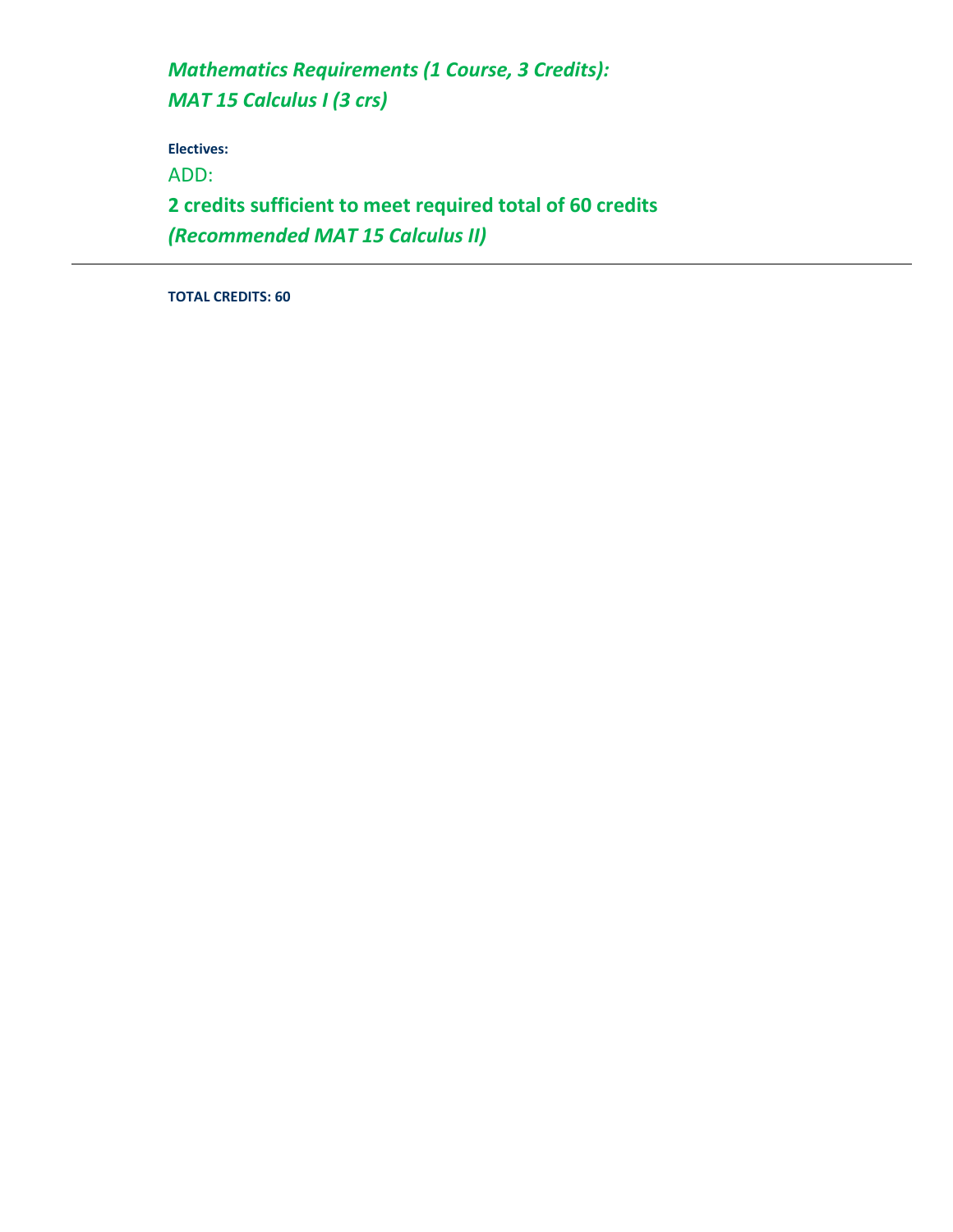***Mathematics Requirements (1 Course, 3 Credits):***
***MAT 15 Calculus I (3 crs)***

**Electives:**

ADD:

**2 credits sufficient to meet required total of 60 credits**
***(Recommended MAT 15 Calculus II)***

---

**TOTAL CREDITS: 60**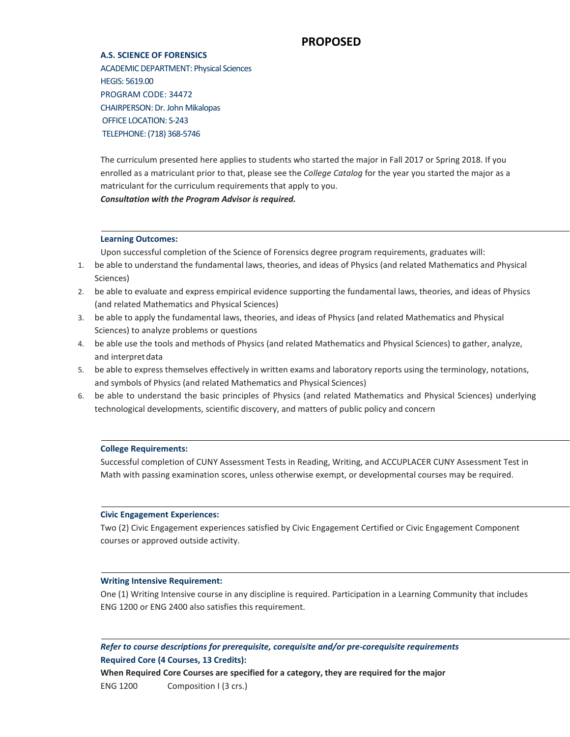# PROPOSED

**A.S. SCIENCE OF FORENSICS**

ACADEMIC DEPARTMENT: Physical Sciences
HEGIS: 5619.00
PROGRAM CODE: 34472
CHAIRPERSON: Dr. John Mikalopas
OFFICE LOCATION: S-243
TELEPHONE: (718) 368-5746

The curriculum presented here applies to students who started the major in Fall 2017 or Spring 2018. If you enrolled as a matriculant prior to that, please see the *College Catalog* for the year you started the major as a matriculant for the curriculum requirements that apply to you.
***Consultation with the Program Advisor is required.***

---

**Learning Outcomes:**

Upon successful completion of the Science of Forensics degree program requirements, graduates will:

1. be able to understand the fundamental laws, theories, and ideas of Physics (and related Mathematics and Physical Sciences)
2. be able to evaluate and express empirical evidence supporting the fundamental laws, theories, and ideas of Physics (and related Mathematics and Physical Sciences)
3. be able to apply the fundamental laws, theories, and ideas of Physics (and related Mathematics and Physical Sciences) to analyze problems or questions
4. be able use the tools and methods of Physics (and related Mathematics and Physical Sciences) to gather, analyze, and interpret data
5. be able to express themselves effectively in written exams and laboratory reports using the terminology, notations, and symbols of Physics (and related Mathematics and Physical Sciences)
6. be able to understand the basic principles of Physics (and related Mathematics and Physical Sciences) underlying technological developments, scientific discovery, and matters of public policy and concern

---

**College Requirements:**

Successful completion of CUNY Assessment Tests in Reading, Writing, and ACCUPLACER CUNY Assessment Test in Math with passing examination scores, unless otherwise exempt, or developmental courses may be required.

---

**Civic Engagement Experiences:**

Two (2) Civic Engagement experiences satisfied by Civic Engagement Certified or Civic Engagement Component courses or approved outside activity.

---

**Writing Intensive Requirement:**

One (1) Writing Intensive course in any discipline is required. Participation in a Learning Community that includes ENG 1200 or ENG 2400 also satisfies this requirement.

---

***Refer to course descriptions for prerequisite, corequisite and/or pre-corequisite requirements***

**Required Core (4 Courses, 13 Credits):**

**When Required Core Courses are specified for a category, they are required for the major**

ENG 1200 Composition I (3 crs.)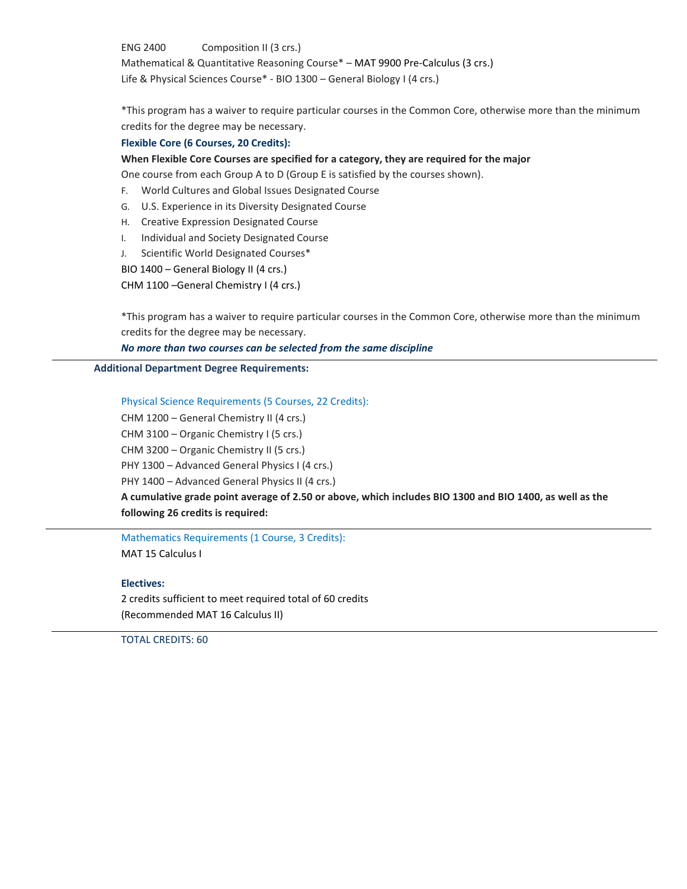ENG 2400 Composition II (3 crs.)

Mathematical & Quantitative Reasoning Course* – MAT 9900 Pre-Calculus (3 crs.)

Life & Physical Sciences Course* - BIO 1300 – General Biology I (4 crs.)

*This program has a waiver to require particular courses in the Common Core, otherwise more than the minimum credits for the degree may be necessary.

**Flexible Core (6 Courses, 20 Credits):**

**When Flexible Core Courses are specified for a category, they are required for the major**

One course from each Group A to D (Group E is satisfied by the courses shown).

F. World Cultures and Global Issues Designated Course
G. U.S. Experience in its Diversity Designated Course
H. Creative Expression Designated Course
I. Individual and Society Designated Course
J. Scientific World Designated Courses*

BIO 1400 – General Biology II (4 crs.)

CHM 1100 –General Chemistry I (4 crs.)

*This program has a waiver to require particular courses in the Common Core, otherwise more than the minimum credits for the degree may be necessary.

***No more than two courses can be selected from the same discipline***

---

**Additional Department Degree Requirements:**

Physical Science Requirements (5 Courses, 22 Credits):

CHM 1200 – General Chemistry II (4 crs.)

CHM 3100 – Organic Chemistry I (5 crs.)

CHM 3200 – Organic Chemistry II (5 crs.)

PHY 1300 – Advanced General Physics I (4 crs.)

PHY 1400 – Advanced General Physics II (4 crs.)

**A cumulative grade point average of 2.50 or above, which includes BIO 1300 and BIO 1400, as well as the following 26 credits is required:**

---

Mathematics Requirements (1 Course, 3 Credits):

MAT 15 Calculus I

**Electives:**

2 credits sufficient to meet required total of 60 credits
(Recommended MAT 16 Calculus II)

---

TOTAL CREDITS: 60